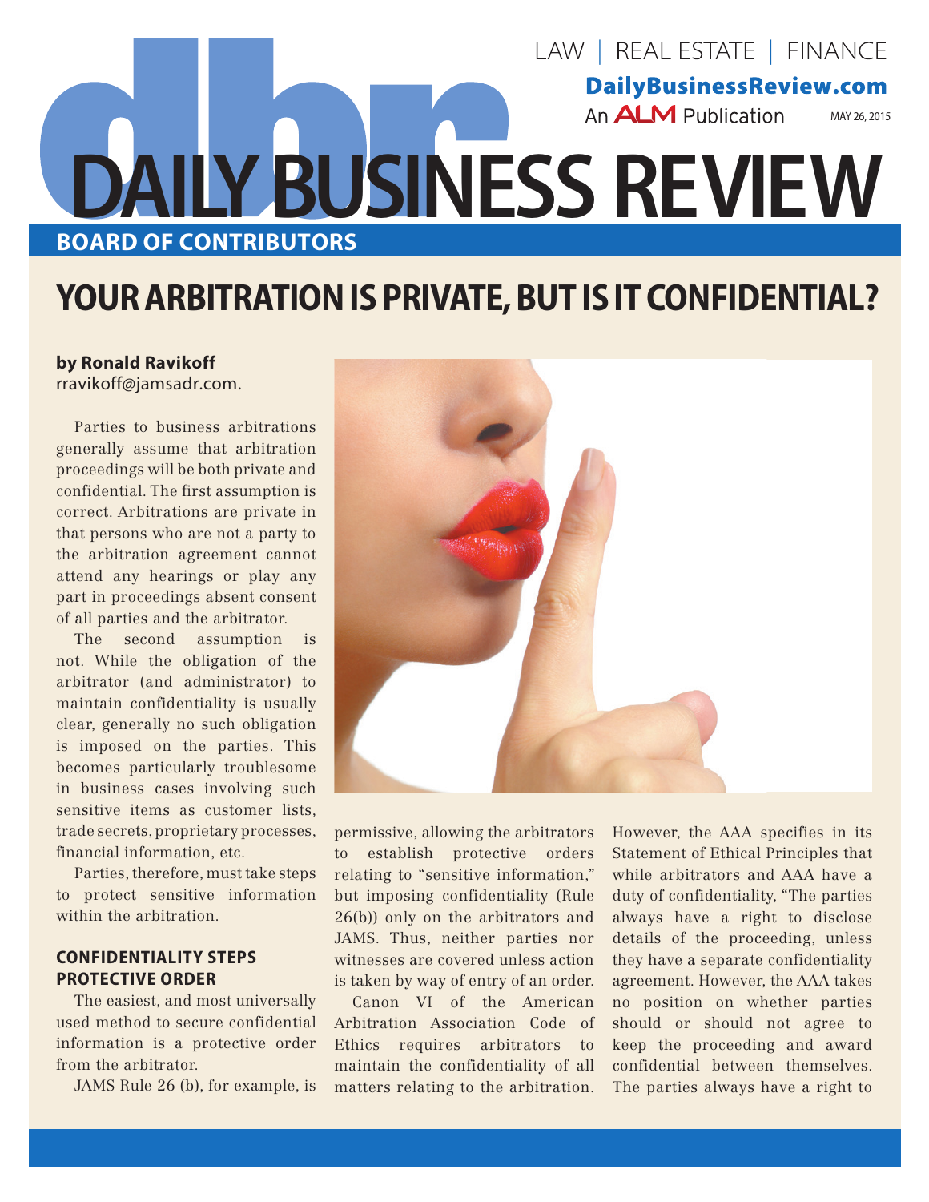# YOUR ARBITRATION IS PRIVATE, BUT IS IT CONFIDENTIAL?

**by Ronald Ravikoff**
rravikoff@jamsadr.com.

Parties to business arbitrations generally assume that arbitration proceedings will be both private and confidential. The first assumption is correct. Arbitrations are private in that persons who are not a party to the arbitration agreement cannot attend any hearings or play any part in proceedings absent consent of all parties and the arbitrator.

The second assumption is not. While the obligation of the arbitrator (and administrator) to maintain confidentiality is usually clear, generally no such obligation is imposed on the parties. This becomes particularly troublesome in business cases involving such sensitive items as customer lists, trade secrets, proprietary processes, financial information, etc.

Parties, therefore, must take steps to protect sensitive information within the arbitration.

## CONFIDENTIALITY STEPS

### PROTECTIVE ORDER

The easiest, and most universally used method to secure confidential information is a protective order from the arbitrator.

JAMS Rule 26 (b), for example, is permissive, allowing the arbitrators to establish protective orders relating to "sensitive information," but imposing confidentiality (Rule 26(b)) only on the arbitrators and JAMS. Thus, neither parties nor witnesses are covered unless action is taken by way of entry of an order.

Canon VI of the American Arbitration Association Code of Ethics requires arbitrators to maintain the confidentiality of all matters relating to the arbitration. However, the AAA specifies in its Statement of Ethical Principles that while arbitrators and AAA have a duty of confidentiality, "The parties always have a right to disclose details of the proceeding, unless they have a separate confidentiality agreement. However, the AAA takes no position on whether parties should or should not agree to keep the proceeding and award confidential between themselves. The parties always have a right to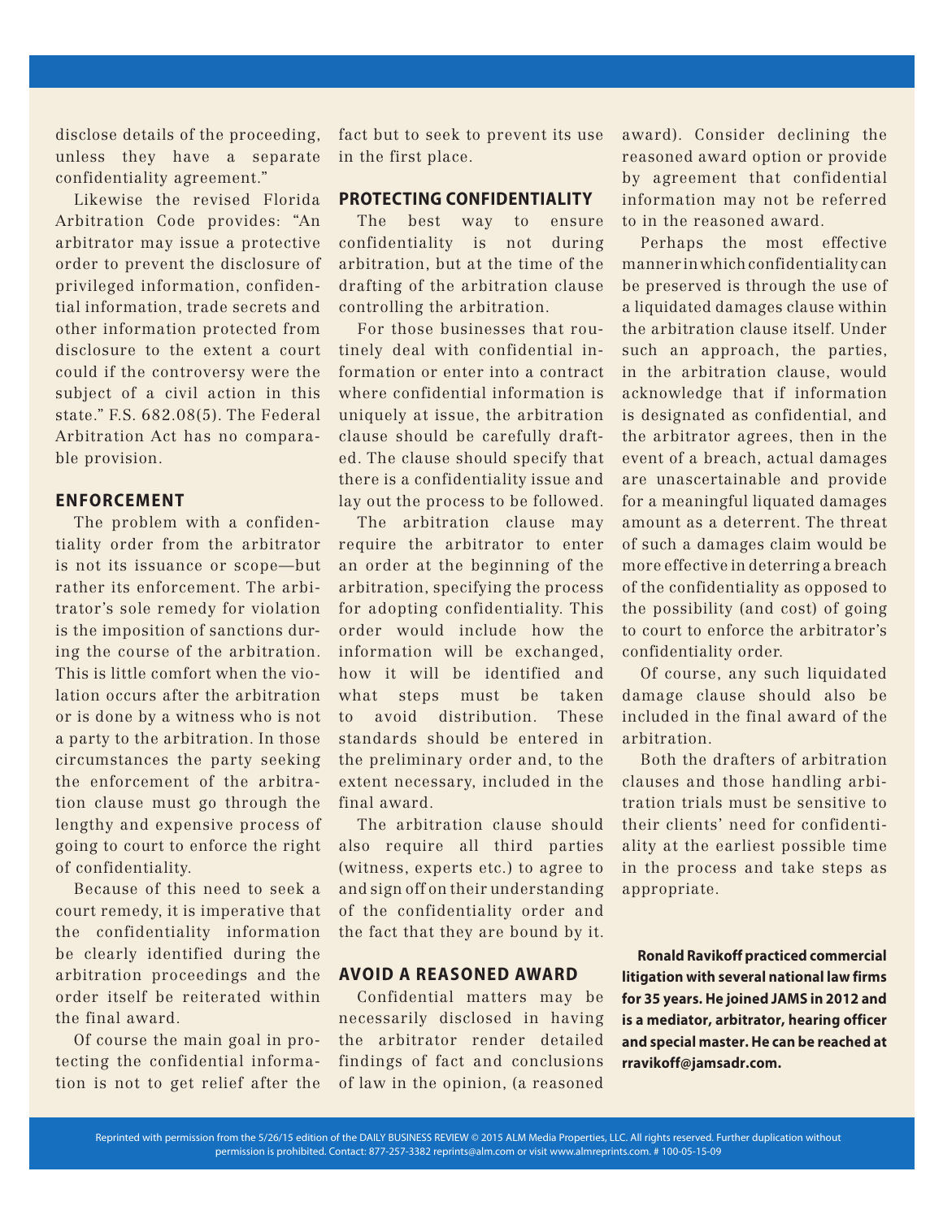disclose details of the proceeding, unless they have a separate confidentiality agreement."

Likewise the revised Florida Arbitration Code provides: "An arbitrator may issue a protective order to prevent the disclosure of privileged information, confidential information, trade secrets and other information protected from disclosure to the extent a court could if the controversy were the subject of a civil action in this state." F.S. 682.08(5). The Federal Arbitration Act has no comparable provision.

## ENFORCEMENT

The problem with a confidentiality order from the arbitrator is not its issuance or scope—but rather its enforcement. The arbitrator's sole remedy for violation is the imposition of sanctions during the course of the arbitration. This is little comfort when the violation occurs after the arbitration or is done by a witness who is not a party to the arbitration. In those circumstances the party seeking the enforcement of the arbitration clause must go through the lengthy and expensive process of going to court to enforce the right of confidentiality.

Because of this need to seek a court remedy, it is imperative that the confidentiality information be clearly identified during the arbitration proceedings and the order itself be reiterated within the final award.

Of course the main goal in protecting the confidential information is not to get relief after the fact but to seek to prevent its use in the first place.

## PROTECTING CONFIDENTIALITY

The best way to ensure confidentiality is not during arbitration, but at the time of the drafting of the arbitration clause controlling the arbitration.

For those businesses that routinely deal with confidential information or enter into a contract where confidential information is uniquely at issue, the arbitration clause should be carefully drafted. The clause should specify that there is a confidentiality issue and lay out the process to be followed.

The arbitration clause may require the arbitrator to enter an order at the beginning of the arbitration, specifying the process for adopting confidentiality. This order would include how the information will be exchanged, how it will be identified and what steps must be taken to avoid distribution. These standards should be entered in the preliminary order and, to the extent necessary, included in the final award.

The arbitration clause should also require all third parties (witness, experts etc.) to agree to and sign off on their understanding of the confidentiality order and the fact that they are bound by it.

## AVOID A REASONED AWARD

Confidential matters may be necessarily disclosed in having the arbitrator render detailed findings of fact and conclusions of law in the opinion, (a reasoned award). Consider declining the reasoned award option or provide by agreement that confidential information may not be referred to in the reasoned award.

Perhaps the most effective manner in which confidentiality can be preserved is through the use of a liquidated damages clause within the arbitration clause itself. Under such an approach, the parties, in the arbitration clause, would acknowledge that if information is designated as confidential, and the arbitrator agrees, then in the event of a breach, actual damages are unascertainable and provide for a meaningful liquated damages amount as a deterrent. The threat of such a damages claim would be more effective in deterring a breach of the confidentiality as opposed to the possibility (and cost) of going to court to enforce the arbitrator's confidentiality order.

Of course, any such liquidated damage clause should also be included in the final award of the arbitration.

Both the drafters of arbitration clauses and those handling arbitration trials must be sensitive to their clients' need for confidentiality at the earliest possible time in the process and take steps as appropriate.

**Ronald Ravikoff practiced commercial litigation with several national law firms for 35 years. He joined JAMS in 2012 and is a mediator, arbitrator, hearing officer and special master. He can be reached at rravikoff@jamsadr.com.**

Reprinted with permission from the 5/26/15 edition of the DAILY BUSINESS REVIEW © 2015 ALM Media Properties, LLC. All rights reserved. Further duplication without permission is prohibited. Contact: 877-257-3382 reprints@alm.com or visit www.almreprints.com. # 100-05-15-09